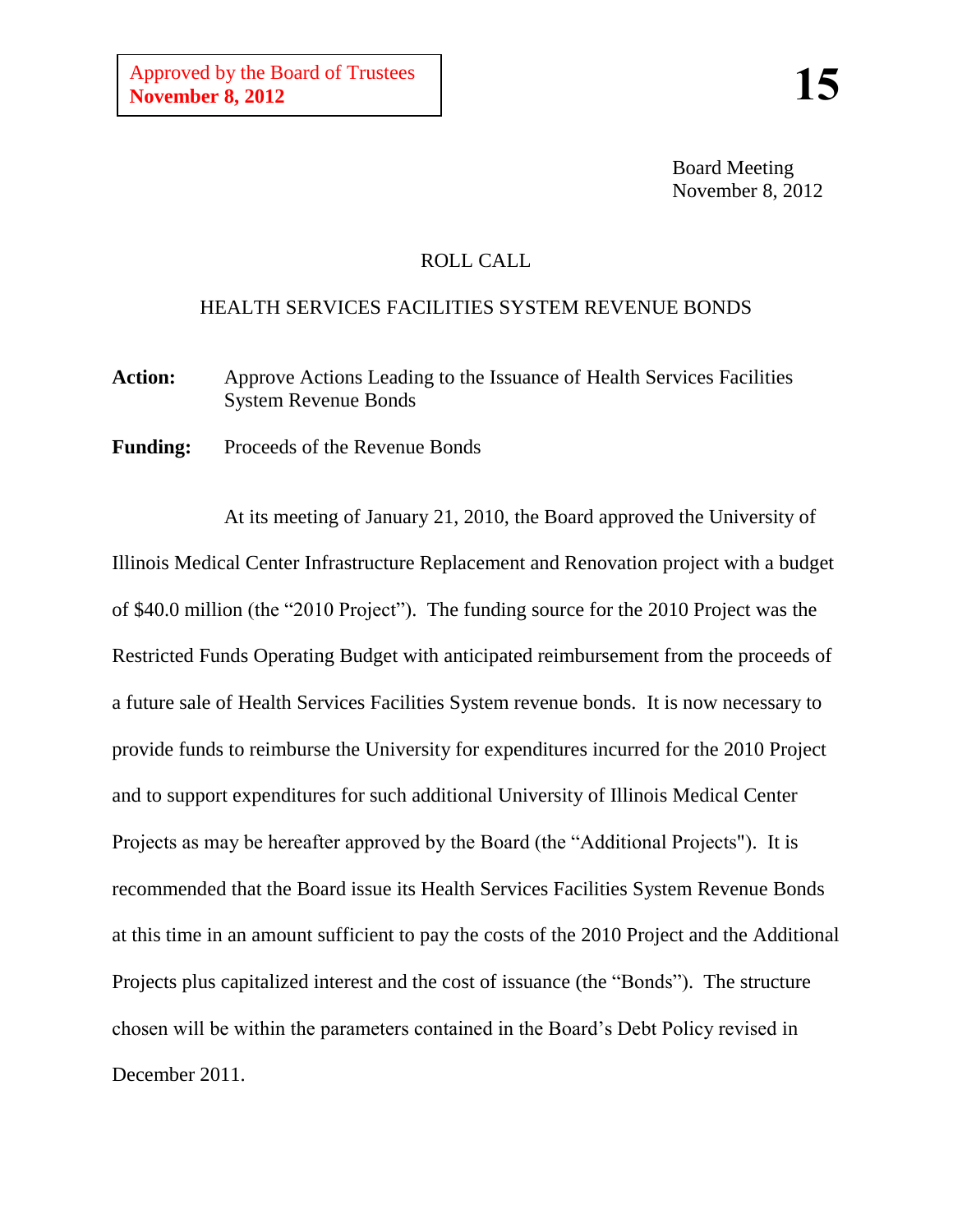Approved by the Board of Trustees
**November 8, 2012**

**15**

Board Meeting
November 8, 2012

ROLL CALL

HEALTH SERVICES FACILITIES SYSTEM REVENUE BONDS

**Action:** Approve Actions Leading to the Issuance of Health Services Facilities System Revenue Bonds

**Funding:** Proceeds of the Revenue Bonds

At its meeting of January 21, 2010, the Board approved the University of Illinois Medical Center Infrastructure Replacement and Renovation project with a budget of $40.0 million (the "2010 Project"). The funding source for the 2010 Project was the Restricted Funds Operating Budget with anticipated reimbursement from the proceeds of a future sale of Health Services Facilities System revenue bonds. It is now necessary to provide funds to reimburse the University for expenditures incurred for the 2010 Project and to support expenditures for such additional University of Illinois Medical Center Projects as may be hereafter approved by the Board (the "Additional Projects"). It is recommended that the Board issue its Health Services Facilities System Revenue Bonds at this time in an amount sufficient to pay the costs of the 2010 Project and the Additional Projects plus capitalized interest and the cost of issuance (the "Bonds"). The structure chosen will be within the parameters contained in the Board's Debt Policy revised in December 2011.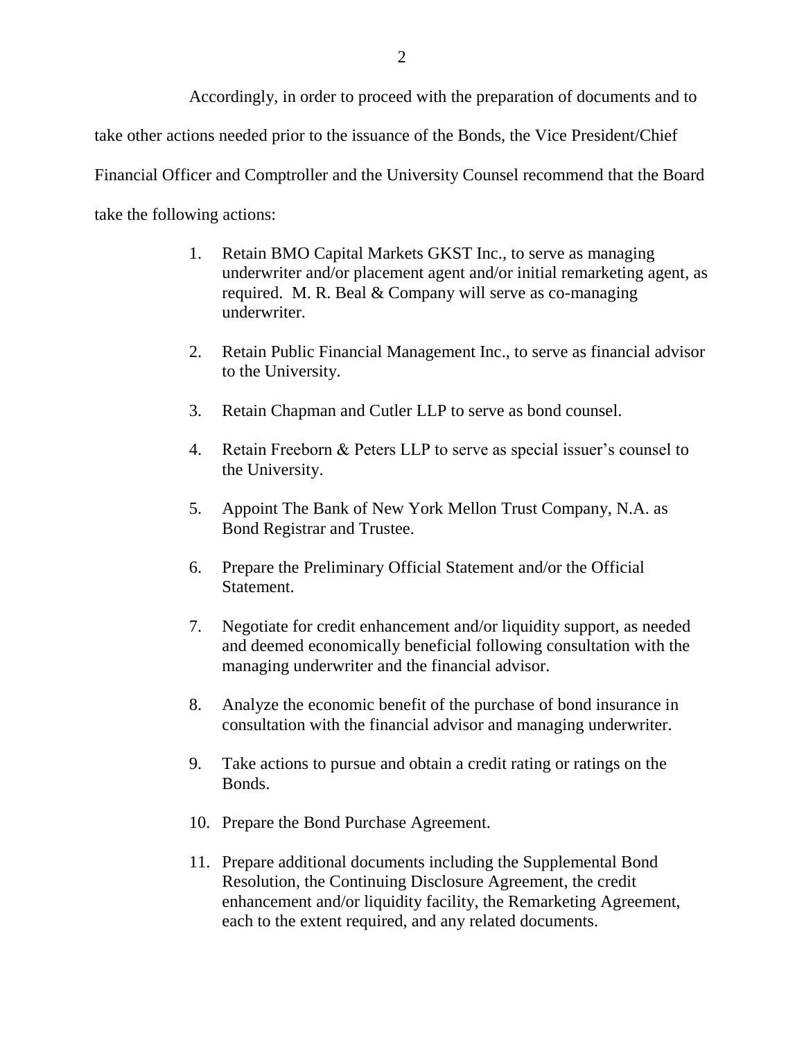Accordingly, in order to proceed with the preparation of documents and to take other actions needed prior to the issuance of the Bonds, the Vice President/Chief Financial Officer and Comptroller and the University Counsel recommend that the Board take the following actions:

1. Retain BMO Capital Markets GKST Inc., to serve as managing underwriter and/or placement agent and/or initial remarketing agent, as required. M. R. Beal & Company will serve as co-managing underwriter.

2. Retain Public Financial Management Inc., to serve as financial advisor to the University.

3. Retain Chapman and Cutler LLP to serve as bond counsel.

4. Retain Freeborn & Peters LLP to serve as special issuer's counsel to the University.

5. Appoint The Bank of New York Mellon Trust Company, N.A. as Bond Registrar and Trustee.

6. Prepare the Preliminary Official Statement and/or the Official Statement.

7. Negotiate for credit enhancement and/or liquidity support, as needed and deemed economically beneficial following consultation with the managing underwriter and the financial advisor.

8. Analyze the economic benefit of the purchase of bond insurance in consultation with the financial advisor and managing underwriter.

9. Take actions to pursue and obtain a credit rating or ratings on the Bonds.

10. Prepare the Bond Purchase Agreement.

11. Prepare additional documents including the Supplemental Bond Resolution, the Continuing Disclosure Agreement, the credit enhancement and/or liquidity facility, the Remarketing Agreement, each to the extent required, and any related documents.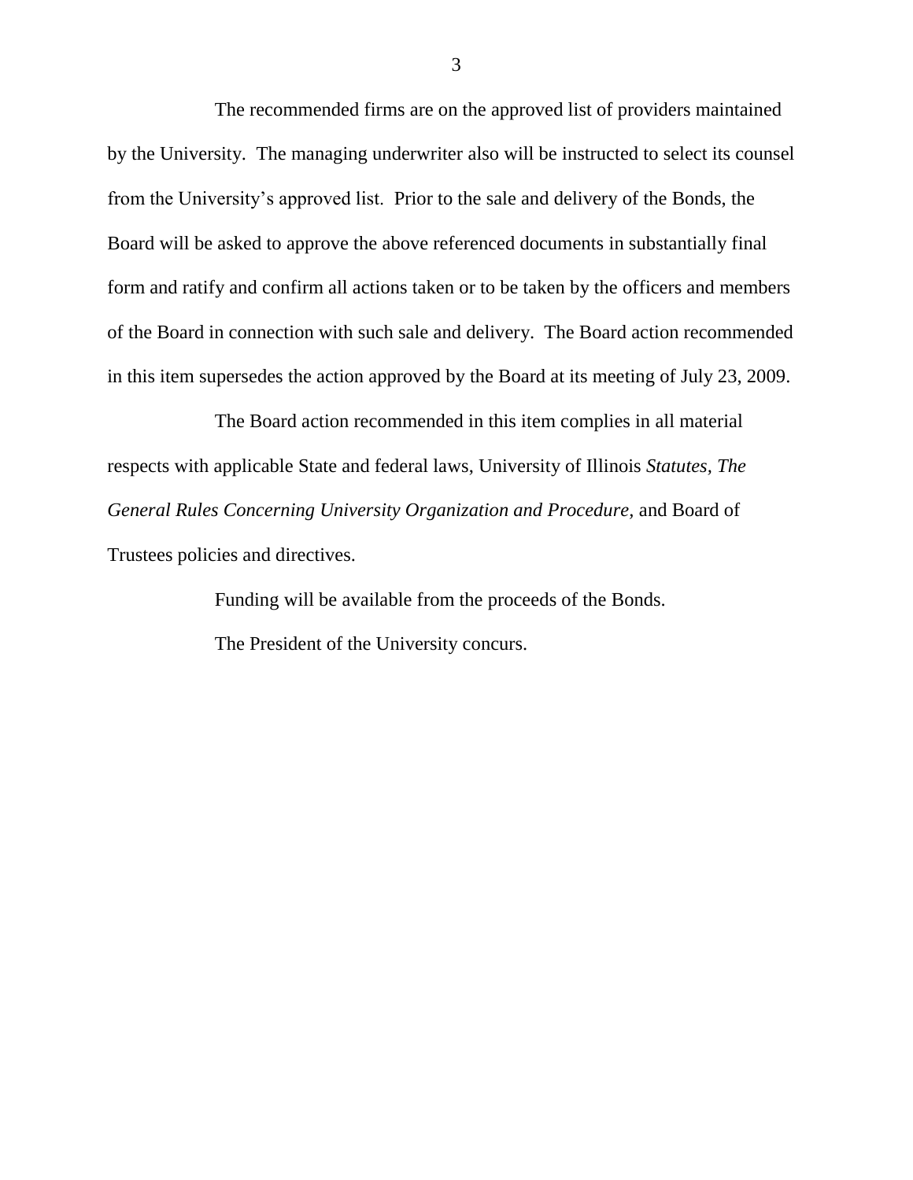The recommended firms are on the approved list of providers maintained by the University. The managing underwriter also will be instructed to select its counsel from the University's approved list. Prior to the sale and delivery of the Bonds, the Board will be asked to approve the above referenced documents in substantially final form and ratify and confirm all actions taken or to be taken by the officers and members of the Board in connection with such sale and delivery. The Board action recommended in this item supersedes the action approved by the Board at its meeting of July 23, 2009.

The Board action recommended in this item complies in all material respects with applicable State and federal laws, University of Illinois *Statutes*, *The General Rules Concerning University Organization and Procedure*, and Board of Trustees policies and directives.

Funding will be available from the proceeds of the Bonds.

The President of the University concurs.